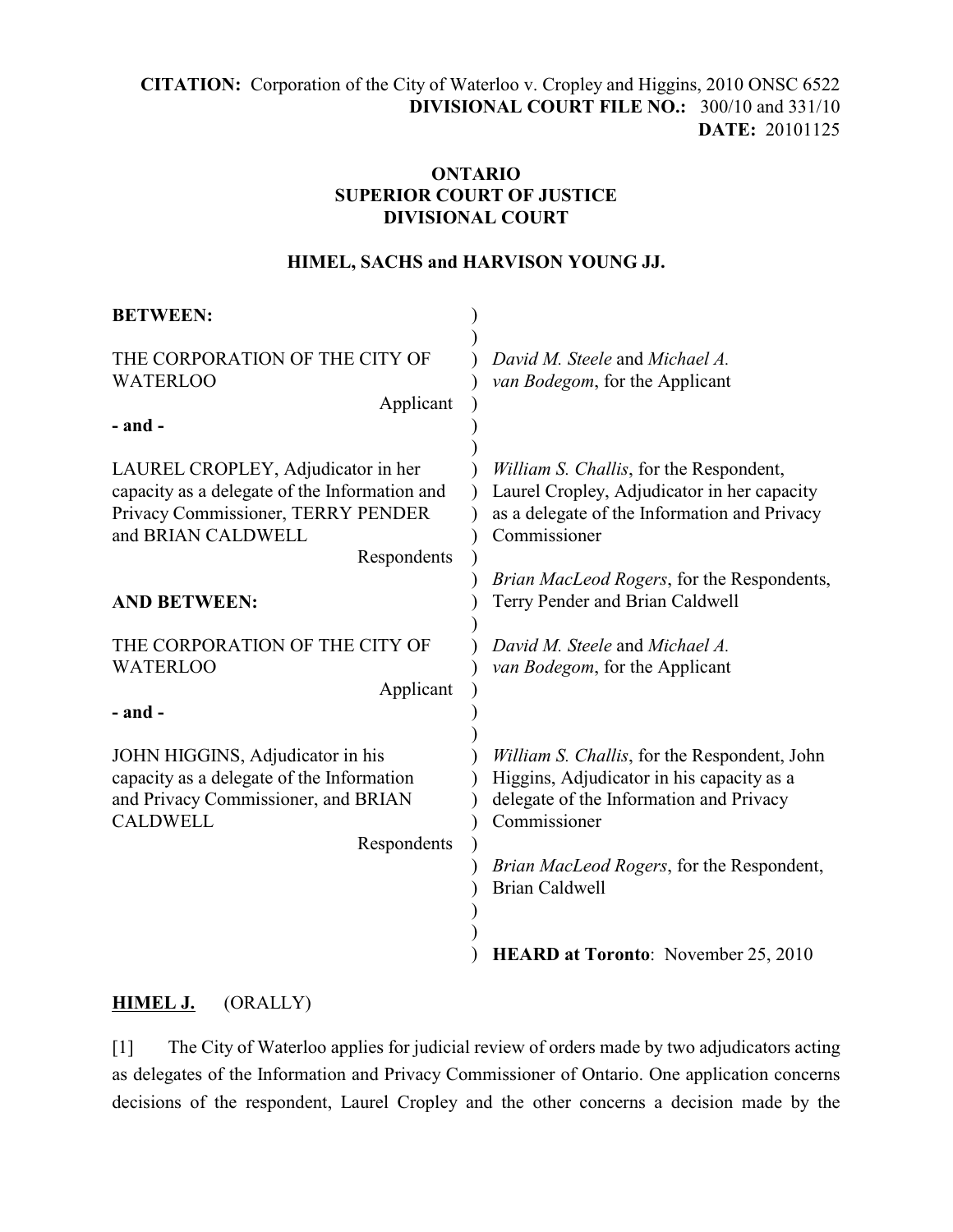**CITATION:** Corporation of the City of Waterloo v. Cropley and Higgins, 2010 ONSC 6522
**DIVISIONAL COURT FILE NO.:** 300/10 and 331/10
**DATE:** 20101125

**ONTARIO**
**SUPERIOR COURT OF JUSTICE**
**DIVISIONAL COURT**

**HIMEL, SACHS and HARVISON YOUNG JJ.**

| | |
|---|---|
| **BETWEEN:** | |
| THE CORPORATION OF THE CITY OF WATERLOO, Applicant | *David M. Steele* and *Michael A. van Bodegom*, for the Applicant |
| **- and -** | |
| LAUREL CROPLEY, Adjudicator in her capacity as a delegate of the Information and Privacy Commissioner, TERRY PENDER and BRIAN CALDWELL, Respondents | *William S. Challis*, for the Respondent, Laurel Cropley, Adjudicator in her capacity as a delegate of the Information and Privacy Commissioner |
| | *Brian MacLeod Rogers*, for the Respondents, Terry Pender and Brian Caldwell |
| **AND BETWEEN:** | |
| THE CORPORATION OF THE CITY OF WATERLOO, Applicant | *David M. Steele* and *Michael A. van Bodegom*, for the Applicant |
| **- and -** | |
| JOHN HIGGINS, Adjudicator in his capacity as a delegate of the Information and Privacy Commissioner, and BRIAN CALDWELL, Respondents | *William S. Challis*, for the Respondent, John Higgins, Adjudicator in his capacity as a delegate of the Information and Privacy Commissioner |
| | *Brian MacLeod Rogers*, for the Respondent, Brian Caldwell |
| | **HEARD at Toronto**: November 25, 2010 |

**HIMEL J.** (ORALLY)

[1] The City of Waterloo applies for judicial review of orders made by two adjudicators acting as delegates of the Information and Privacy Commissioner of Ontario. One application concerns decisions of the respondent, Laurel Cropley and the other concerns a decision made by the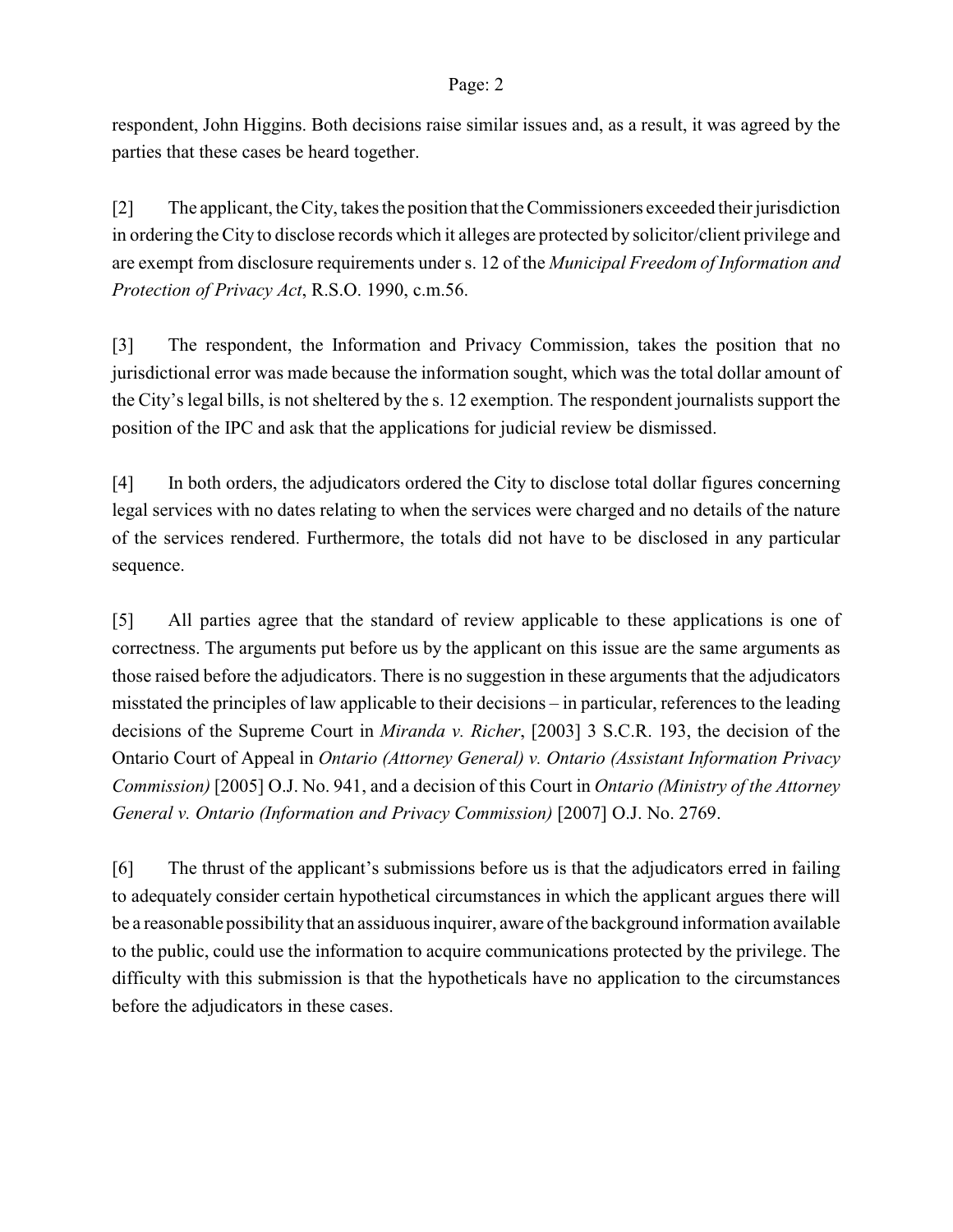respondent, John Higgins. Both decisions raise similar issues and, as a result, it was agreed by the parties that these cases be heard together.

[2] The applicant, the City, takes the position that the Commissioners exceeded their jurisdiction in ordering the City to disclose records which it alleges are protected by solicitor/client privilege and are exempt from disclosure requirements under s. 12 of the *Municipal Freedom of Information and Protection of Privacy Act*, R.S.O. 1990, c.m.56.

[3] The respondent, the Information and Privacy Commission, takes the position that no jurisdictional error was made because the information sought, which was the total dollar amount of the City's legal bills, is not sheltered by the s. 12 exemption. The respondent journalists support the position of the IPC and ask that the applications for judicial review be dismissed.

[4] In both orders, the adjudicators ordered the City to disclose total dollar figures concerning legal services with no dates relating to when the services were charged and no details of the nature of the services rendered. Furthermore, the totals did not have to be disclosed in any particular sequence.

[5] All parties agree that the standard of review applicable to these applications is one of correctness. The arguments put before us by the applicant on this issue are the same arguments as those raised before the adjudicators. There is no suggestion in these arguments that the adjudicators misstated the principles of law applicable to their decisions – in particular, references to the leading decisions of the Supreme Court in *Miranda v. Richer*, [2003] 3 S.C.R. 193, the decision of the Ontario Court of Appeal in *Ontario (Attorney General) v. Ontario (Assistant Information Privacy Commission)* [2005] O.J. No. 941, and a decision of this Court in *Ontario (Ministry of the Attorney General v. Ontario (Information and Privacy Commission)* [2007] O.J. No. 2769.

[6] The thrust of the applicant's submissions before us is that the adjudicators erred in failing to adequately consider certain hypothetical circumstances in which the applicant argues there will be a reasonable possibility that an assiduous inquirer, aware of the background information available to the public, could use the information to acquire communications protected by the privilege. The difficulty with this submission is that the hypotheticals have no application to the circumstances before the adjudicators in these cases.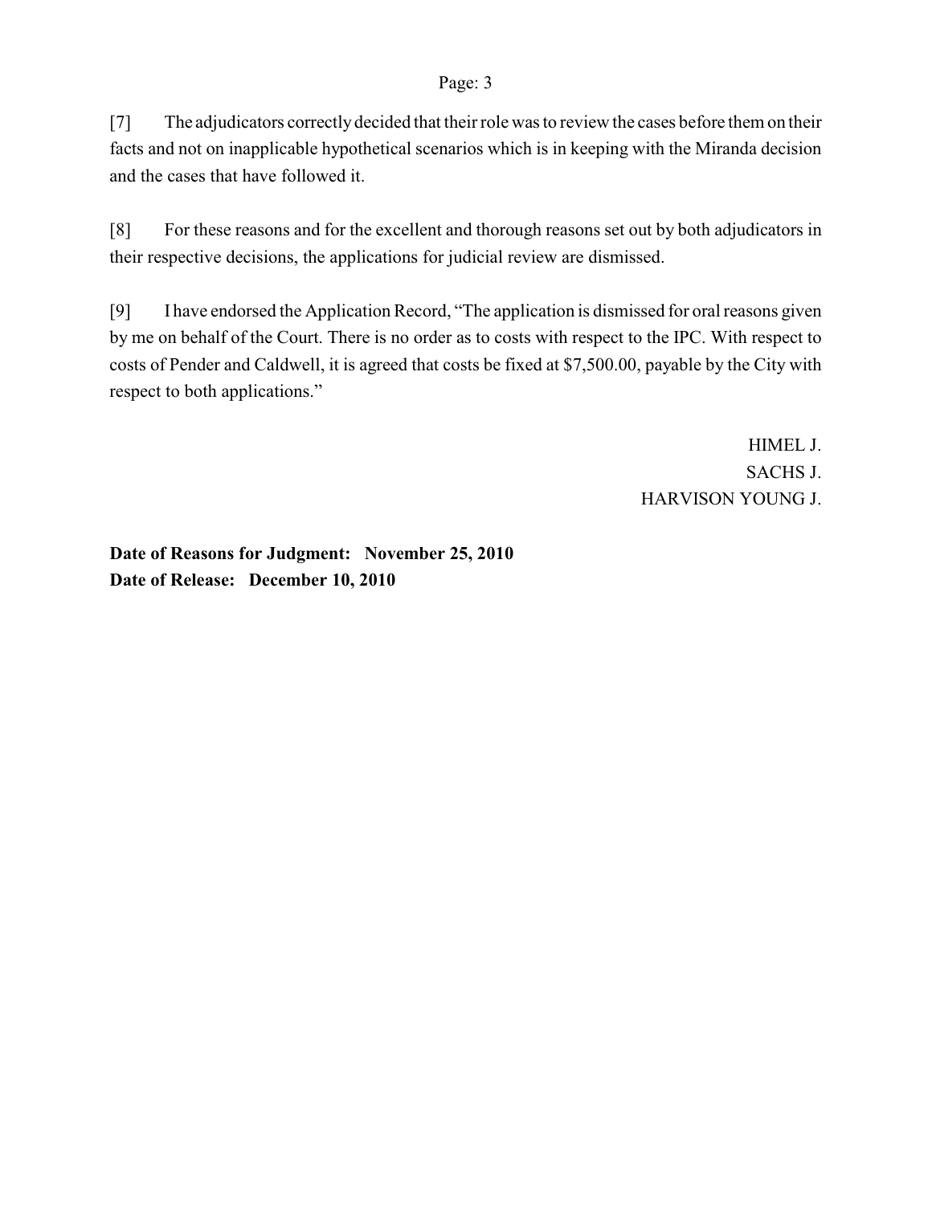[7] The adjudicators correctly decided that their role was to review the cases before them on their facts and not on inapplicable hypothetical scenarios which is in keeping with the Miranda decision and the cases that have followed it.

[8] For these reasons and for the excellent and thorough reasons set out by both adjudicators in their respective decisions, the applications for judicial review are dismissed.

[9] I have endorsed the Application Record, "The application is dismissed for oral reasons given by me on behalf of the Court. There is no order as to costs with respect to the IPC. With respect to costs of Pender and Caldwell, it is agreed that costs be fixed at $7,500.00, payable by the City with respect to both applications."

HIMEL J.
SACHS J.
HARVISON YOUNG J.

**Date of Reasons for Judgment: November 25, 2010**
**Date of Release: December 10, 2010**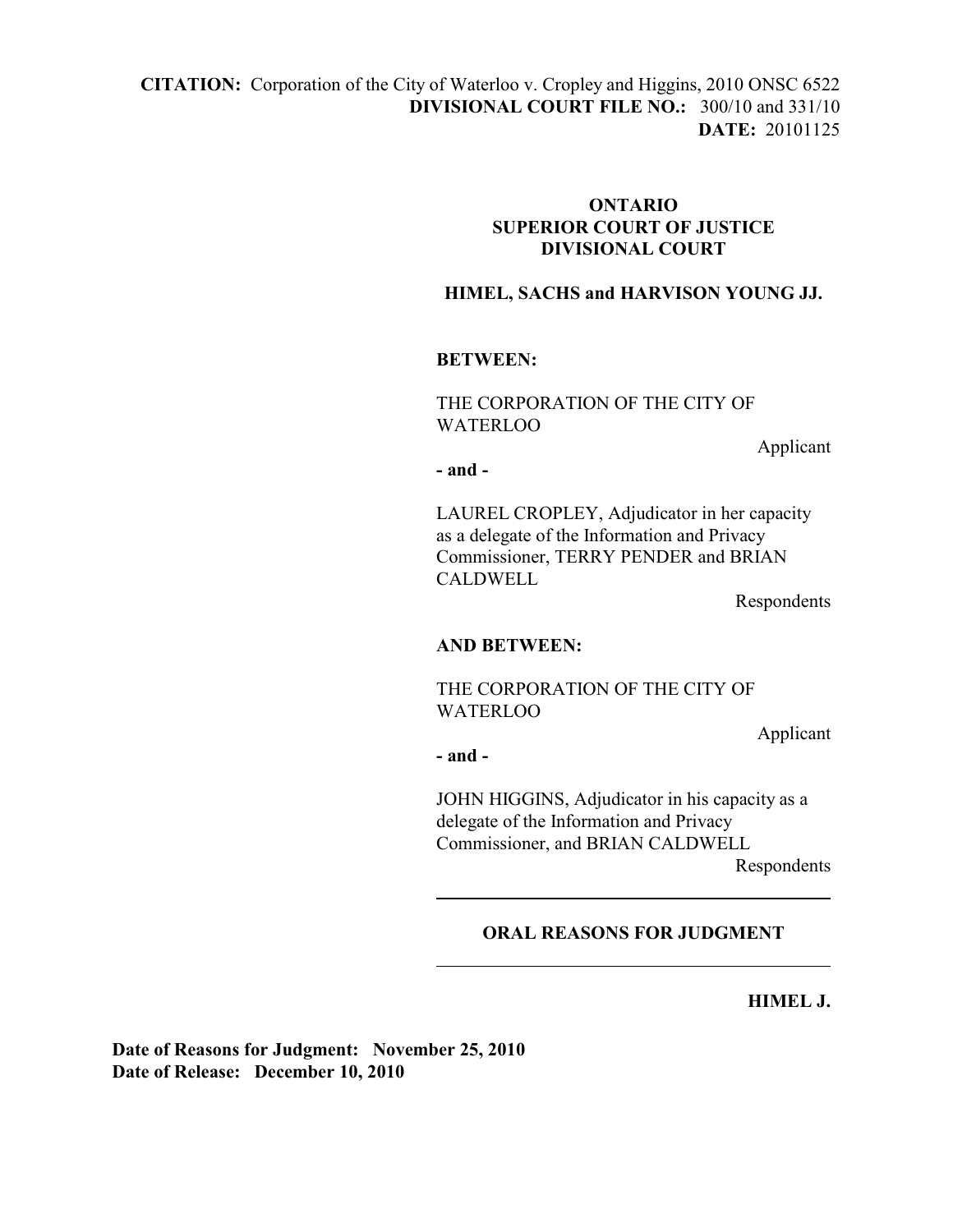**CITATION:** Corporation of the City of Waterloo v. Cropley and Higgins, 2010 ONSC 6522
**DIVISIONAL COURT FILE NO.:** 300/10 and 331/10
**DATE:** 20101125

**ONTARIO**
**SUPERIOR COURT OF JUSTICE**
**DIVISIONAL COURT**

**HIMEL, SACHS and HARVISON YOUNG JJ.**

**BETWEEN:**

THE CORPORATION OF THE CITY OF WATERLOO

Applicant

**- and -**

LAUREL CROPLEY, Adjudicator in her capacity as a delegate of the Information and Privacy Commissioner, TERRY PENDER and BRIAN CALDWELL

Respondents

**AND BETWEEN:**

THE CORPORATION OF THE CITY OF WATERLOO

Applicant

**- and -**

JOHN HIGGINS, Adjudicator in his capacity as a delegate of the Information and Privacy Commissioner, and BRIAN CALDWELL

Respondents

---

**ORAL REASONS FOR JUDGMENT**

---

**HIMEL J.**

**Date of Reasons for Judgment: November 25, 2010**
**Date of Release: December 10, 2010**